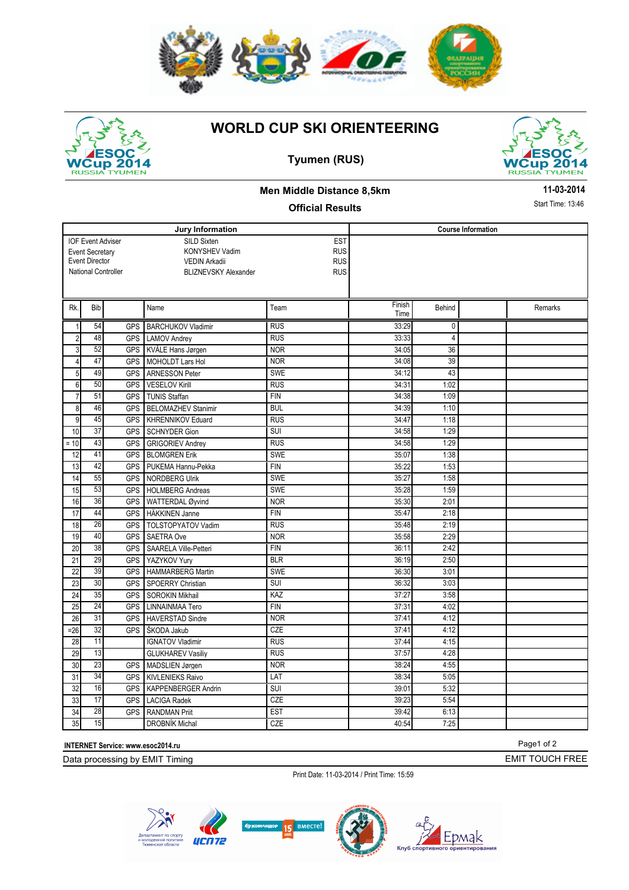# WORLD CUP SKI ORIENTEERING

## Tyumen (RUS)

### Men Middle Distance 8,5km

**11-03-2014**

### Official Results

Start Time: 13:46

| Jury Information | | |
|---|---|---|
| IOF Event Adviser | SILD Sixten | EST |
| Event Secretary | KONYSHEV Vadim | RUS |
| Event Director | VEDIN Arkadii | RUS |
| National Controller | BLIZNEVSKY Alexander | RUS |

**Course Information**

| Rk. | Bib | | Name | Team | Finish Time | Behind | | Remarks |
|---|---|---|---|---|---|---|---|---|
| 1 | 54 | GPS | BARCHUKOV Vladimir | RUS | 33:29 | 0 | | |
| 2 | 48 | GPS | LAMOV Andrey | RUS | 33:33 | 4 | | |
| 3 | 52 | GPS | KVÅLE Hans Jørgen | NOR | 34:05 | 36 | | |
| 4 | 47 | GPS | MOHOLDT Lars Hol | NOR | 34:08 | 39 | | |
| 5 | 49 | GPS | ARNESSON Peter | SWE | 34:12 | 43 | | |
| 6 | 50 | GPS | VESELOV Kirill | RUS | 34:31 | 1:02 | | |
| 7 | 51 | GPS | TUNIS Staffan | FIN | 34:38 | 1:09 | | |
| 8 | 46 | GPS | BELOMAZHEV Stanimir | BUL | 34:39 | 1:10 | | |
| 9 | 45 | GPS | KHRENNIKOV Eduard | RUS | 34:47 | 1:18 | | |
| 10 | 37 | GPS | SCHNYDER Gion | SUI | 34:58 | 1:29 | | |
| = 10 | 43 | GPS | GRIGORIEV Andrey | RUS | 34:58 | 1:29 | | |
| 12 | 41 | GPS | BLOMGREN Erik | SWE | 35:07 | 1:38 | | |
| 13 | 42 | GPS | PUKEMA Hannu-Pekka | FIN | 35:22 | 1:53 | | |
| 14 | 55 | GPS | NORDBERG Ulrik | SWE | 35:27 | 1:58 | | |
| 15 | 53 | GPS | HOLMBERG Andreas | SWE | 35:28 | 1:59 | | |
| 16 | 36 | GPS | WATTERDAL Øyvind | NOR | 35:30 | 2:01 | | |
| 17 | 44 | GPS | HÄKKINEN Janne | FIN | 35:47 | 2:18 | | |
| 18 | 26 | GPS | TOLSTOPYATOV Vadim | RUS | 35:48 | 2:19 | | |
| 19 | 40 | GPS | SAETRA Ove | NOR | 35:58 | 2:29 | | |
| 20 | 38 | GPS | SAARELA Ville-Petteri | FIN | 36:11 | 2:42 | | |
| 21 | 29 | GPS | YAZYKOV Yury | BLR | 36:19 | 2:50 | | |
| 22 | 39 | GPS | HAMMARBERG Martin | SWE | 36:30 | 3:01 | | |
| 23 | 30 | GPS | SPOERRY Christian | SUI | 36:32 | 3:03 | | |
| 24 | 35 | GPS | SOROKIN Mikhail | KAZ | 37:27 | 3:58 | | |
| 25 | 24 | GPS | LINNAINMAA Tero | FIN | 37:31 | 4:02 | | |
| 26 | 31 | GPS | HAVERSTAD Sindre | NOR | 37:41 | 4:12 | | |
| =26 | 32 | GPS | ŠKODA Jakub | CZE | 37:41 | 4:12 | | |
| 28 | 11 | | IGNATOV Vladimir | RUS | 37:44 | 4:15 | | |
| 29 | 13 | | GLUKHAREV Vasiliy | RUS | 37:57 | 4:28 | | |
| 30 | 23 | GPS | MADSLIEN Jørgen | NOR | 38:24 | 4:55 | | |
| 31 | 34 | GPS | KIVLENIEKS Raivo | LAT | 38:34 | 5:05 | | |
| 32 | 16 | GPS | KAPPENBERGER Andrin | SUI | 39:01 | 5:32 | | |
| 33 | 17 | GPS | LACIGA Radek | CZE | 39:23 | 5:54 | | |
| 34 | 28 | GPS | RANDMAN Priit | EST | 39:42 | 6:13 | | |
| 35 | 15 | | DROBNÍK Michal | CZE | 40:54 | 7:25 | | |

**INTERNET Service: www.esoc2014.ru**

Data processing by EMIT Timing

EMIT TOUCH FREE

Print Date: 11-03-2014 / Print Time: 15:59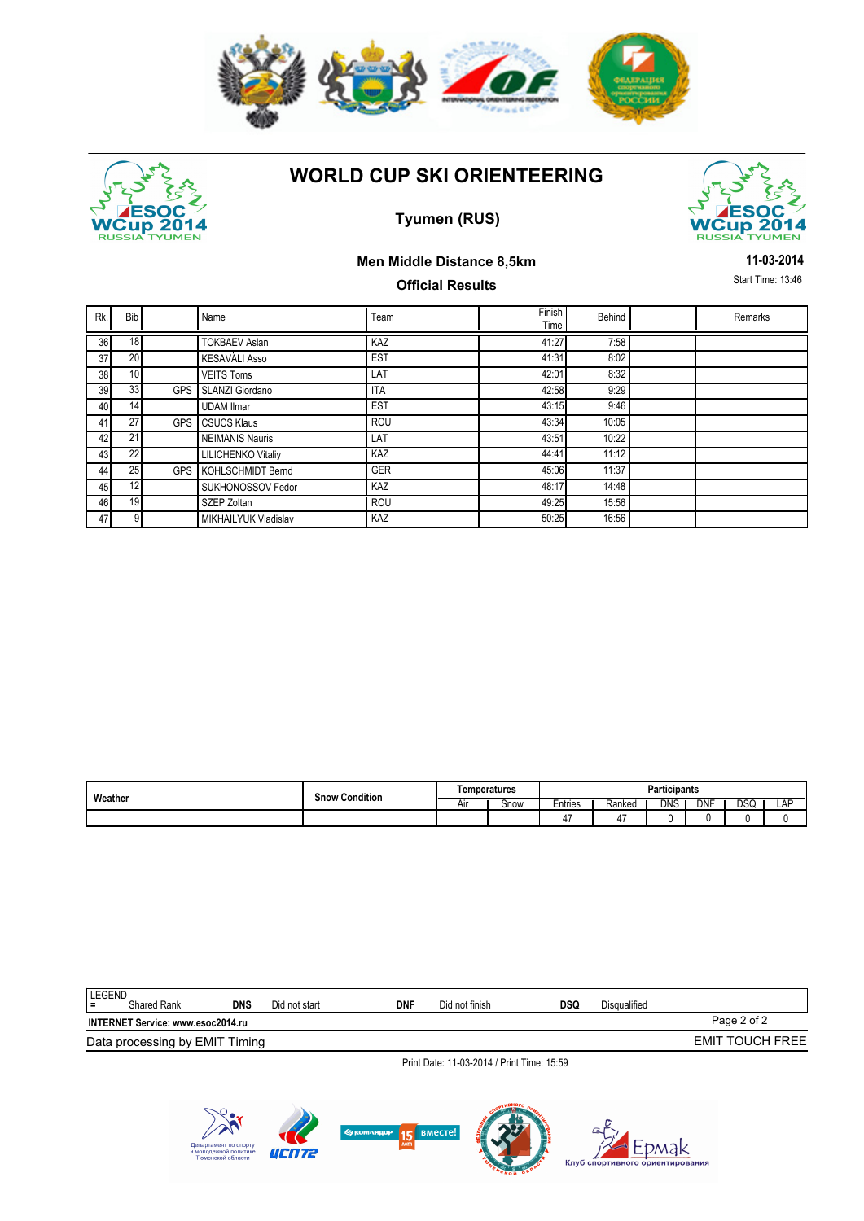# WORLD CUP SKI ORIENTEERING

## Tyumen (RUS)

**Men Middle Distance 8,5km** — **11-03-2014**

**Official Results** — Start Time: 13:46

| Rk. | Bib | | Name | Team | Finish Time | Behind | | Remarks |
|---|---|---|---|---|---|---|---|---|
| 36 | 18 | | TOKBAEV Aslan | KAZ | 41:27 | 7:58 | | |
| 37 | 20 | | KESAVÄLI Asso | EST | 41:31 | 8:02 | | |
| 38 | 10 | | VEITS Toms | LAT | 42:01 | 8:32 | | |
| 39 | 33 | GPS | SLANZI Giordano | ITA | 42:58 | 9:29 | | |
| 40 | 14 | | UDAM Ilmar | EST | 43:15 | 9:46 | | |
| 41 | 27 | GPS | CSUCS Klaus | ROU | 43:34 | 10:05 | | |
| 42 | 21 | | NEIMANIS Nauris | LAT | 43:51 | 10:22 | | |
| 43 | 22 | | LILICHENKO Vitaliy | KAZ | 44:41 | 11:12 | | |
| 44 | 25 | GPS | KOHLSCHMIDT Bernd | GER | 45:06 | 11:37 | | |
| 45 | 12 | | SUKHONOSSOV Fedor | KAZ | 48:17 | 14:48 | | |
| 46 | 19 | | SZEP Zoltan | ROU | 49:25 | 15:56 | | |
| 47 | 9 | | MIKHAILYUK Vladislav | KAZ | 50:25 | 16:56 | | |

| Weather | Snow Condition | Temperatures | | Participants | | | | | |
|---|---|---|---|---|---|---|---|---|---|
| | | Air | Snow | Entries | Ranked | DNS | DNF | DSQ | LAP |
| | | | | 47 | 47 | 0 | 0 | 0 | 0 |

LEGEND
= Shared Rank — **DNS** Did not start — **DNF** Did not finish — **DSQ** Disqualified

**INTERNET Service: www.esoc2014.ru**

Data processing by EMIT Timing — EMIT TOUCH FREE

Print Date: 11-03-2014 / Print Time: 15:59